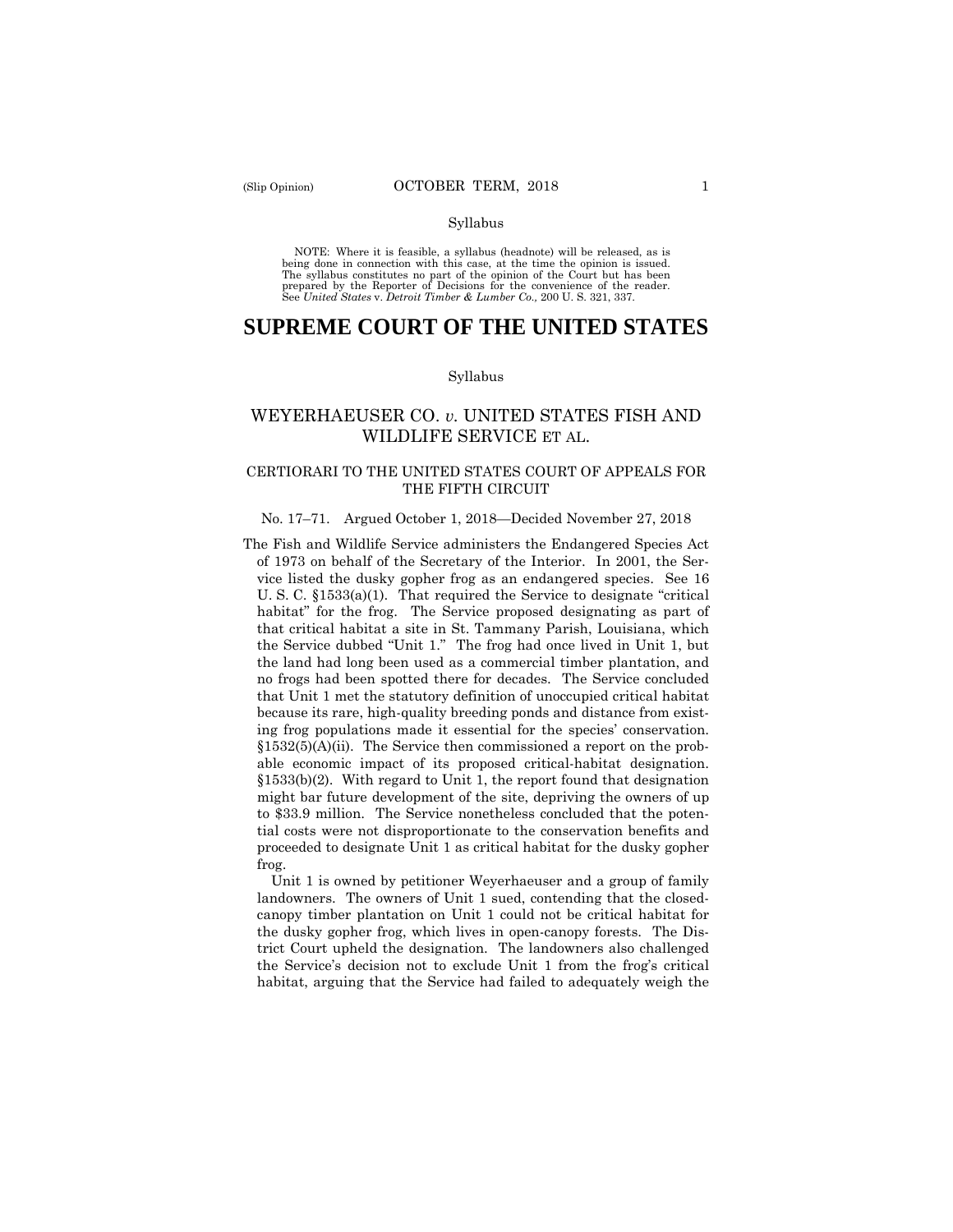Syllabus

NOTE: Where it is feasible, a syllabus (headnote) will be released, as is being done in connection with this case, at the time the opinion is issued. The syllabus constitutes no part of the opinion of the Court but has been prepared by the Reporter of Decisions for the convenience of the reader. See *United States* v. *Detroit Timber & Lumber Co.,* 200 U. S. 321, 337.

# SUPREME COURT OF THE UNITED STATES

Syllabus

## WEYERHAEUSER CO. *v.* UNITED STATES FISH AND WILDLIFE SERVICE ET AL.

### CERTIORARI TO THE UNITED STATES COURT OF APPEALS FOR THE FIFTH CIRCUIT

No. 17–71. Argued October 1, 2018—Decided November 27, 2018

The Fish and Wildlife Service administers the Endangered Species Act of 1973 on behalf of the Secretary of the Interior. In 2001, the Service listed the dusky gopher frog as an endangered species. See 16 U. S. C. §1533(a)(1). That required the Service to designate "critical habitat" for the frog. The Service proposed designating as part of that critical habitat a site in St. Tammany Parish, Louisiana, which the Service dubbed "Unit 1." The frog had once lived in Unit 1, but the land had long been used as a commercial timber plantation, and no frogs had been spotted there for decades. The Service concluded that Unit 1 met the statutory definition of unoccupied critical habitat because its rare, high-quality breeding ponds and distance from existing frog populations made it essential for the species' conservation. §1532(5)(A)(ii). The Service then commissioned a report on the probable economic impact of its proposed critical-habitat designation. §1533(b)(2). With regard to Unit 1, the report found that designation might bar future development of the site, depriving the owners of up to $33.9 million. The Service nonetheless concluded that the potential costs were not disproportionate to the conservation benefits and proceeded to designate Unit 1 as critical habitat for the dusky gopher frog.

Unit 1 is owned by petitioner Weyerhaeuser and a group of family landowners. The owners of Unit 1 sued, contending that the closed-canopy timber plantation on Unit 1 could not be critical habitat for the dusky gopher frog, which lives in open-canopy forests. The District Court upheld the designation. The landowners also challenged the Service's decision not to exclude Unit 1 from the frog's critical habitat, arguing that the Service had failed to adequately weigh the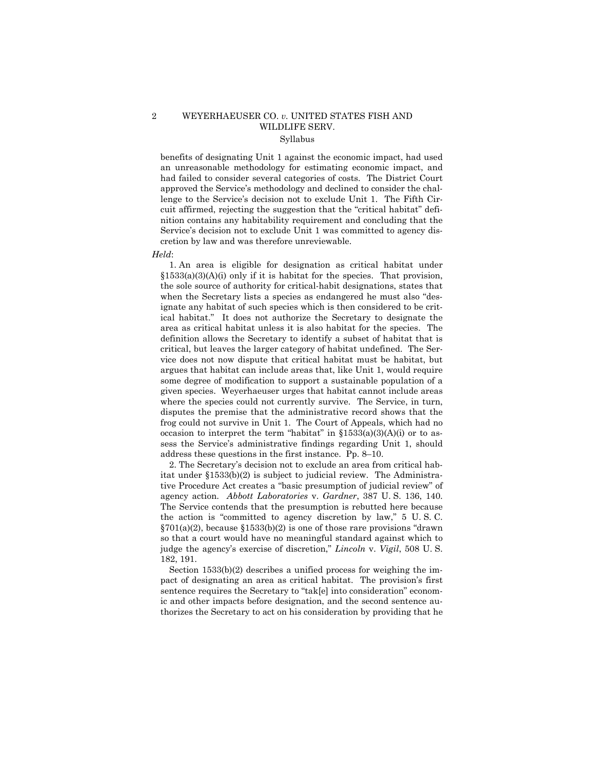benefits of designating Unit 1 against the economic impact, had used an unreasonable methodology for estimating economic impact, and had failed to consider several categories of costs. The District Court approved the Service's methodology and declined to consider the challenge to the Service's decision not to exclude Unit 1. The Fifth Circuit affirmed, rejecting the suggestion that the "critical habitat" definition contains any habitability requirement and concluding that the Service's decision not to exclude Unit 1 was committed to agency discretion by law and was therefore unreviewable.

*Held*:

1. An area is eligible for designation as critical habitat under §1533(a)(3)(A)(i) only if it is habitat for the species. That provision, the sole source of authority for critical-habit designations, states that when the Secretary lists a species as endangered he must also "designate any habitat of such species which is then considered to be critical habitat." It does not authorize the Secretary to designate the area as critical habitat unless it is also habitat for the species. The definition allows the Secretary to identify a subset of habitat that is critical, but leaves the larger category of habitat undefined. The Service does not now dispute that critical habitat must be habitat, but argues that habitat can include areas that, like Unit 1, would require some degree of modification to support a sustainable population of a given species. Weyerhaeuser urges that habitat cannot include areas where the species could not currently survive. The Service, in turn, disputes the premise that the administrative record shows that the frog could not survive in Unit 1. The Court of Appeals, which had no occasion to interpret the term "habitat" in §1533(a)(3)(A)(i) or to assess the Service's administrative findings regarding Unit 1, should address these questions in the first instance. Pp. 8–10.

2. The Secretary's decision not to exclude an area from critical habitat under §1533(b)(2) is subject to judicial review. The Administrative Procedure Act creates a "basic presumption of judicial review" of agency action. *Abbott Laboratories* v. *Gardner*, 387 U. S. 136, 140. The Service contends that the presumption is rebutted here because the action is "committed to agency discretion by law," 5 U. S. C. §701(a)(2), because §1533(b)(2) is one of those rare provisions "drawn so that a court would have no meaningful standard against which to judge the agency's exercise of discretion," *Lincoln* v. *Vigil*, 508 U. S. 182, 191.

Section 1533(b)(2) describes a unified process for weighing the impact of designating an area as critical habitat. The provision's first sentence requires the Secretary to "tak[e] into consideration" economic and other impacts before designation, and the second sentence authorizes the Secretary to act on his consideration by providing that he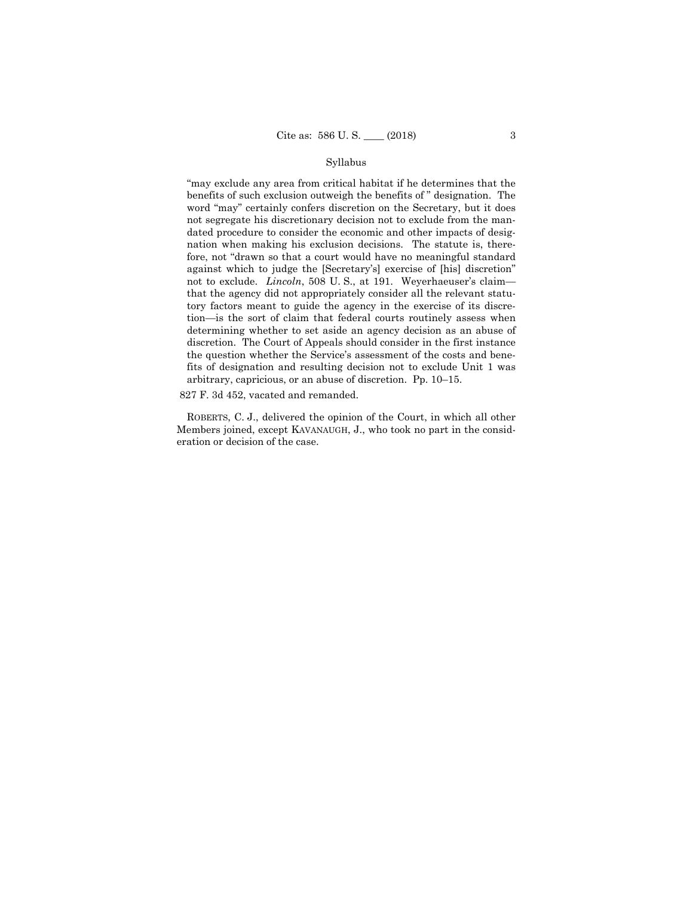"may exclude any area from critical habitat if he determines that the benefits of such exclusion outweigh the benefits of " designation. The word "may" certainly confers discretion on the Secretary, but it does not segregate his discretionary decision not to exclude from the mandated procedure to consider the economic and other impacts of designation when making his exclusion decisions. The statute is, therefore, not "drawn so that a court would have no meaningful standard against which to judge the [Secretary's] exercise of [his] discretion" not to exclude. *Lincoln*, 508 U. S., at 191. Weyerhaeuser's claim—that the agency did not appropriately consider all the relevant statutory factors meant to guide the agency in the exercise of its discretion—is the sort of claim that federal courts routinely assess when determining whether to set aside an agency decision as an abuse of discretion. The Court of Appeals should consider in the first instance the question whether the Service's assessment of the costs and benefits of designation and resulting decision not to exclude Unit 1 was arbitrary, capricious, or an abuse of discretion. Pp. 10–15.

827 F. 3d 452, vacated and remanded.

ROBERTS, C. J., delivered the opinion of the Court, in which all other Members joined, except KAVANAUGH, J., who took no part in the consideration or decision of the case.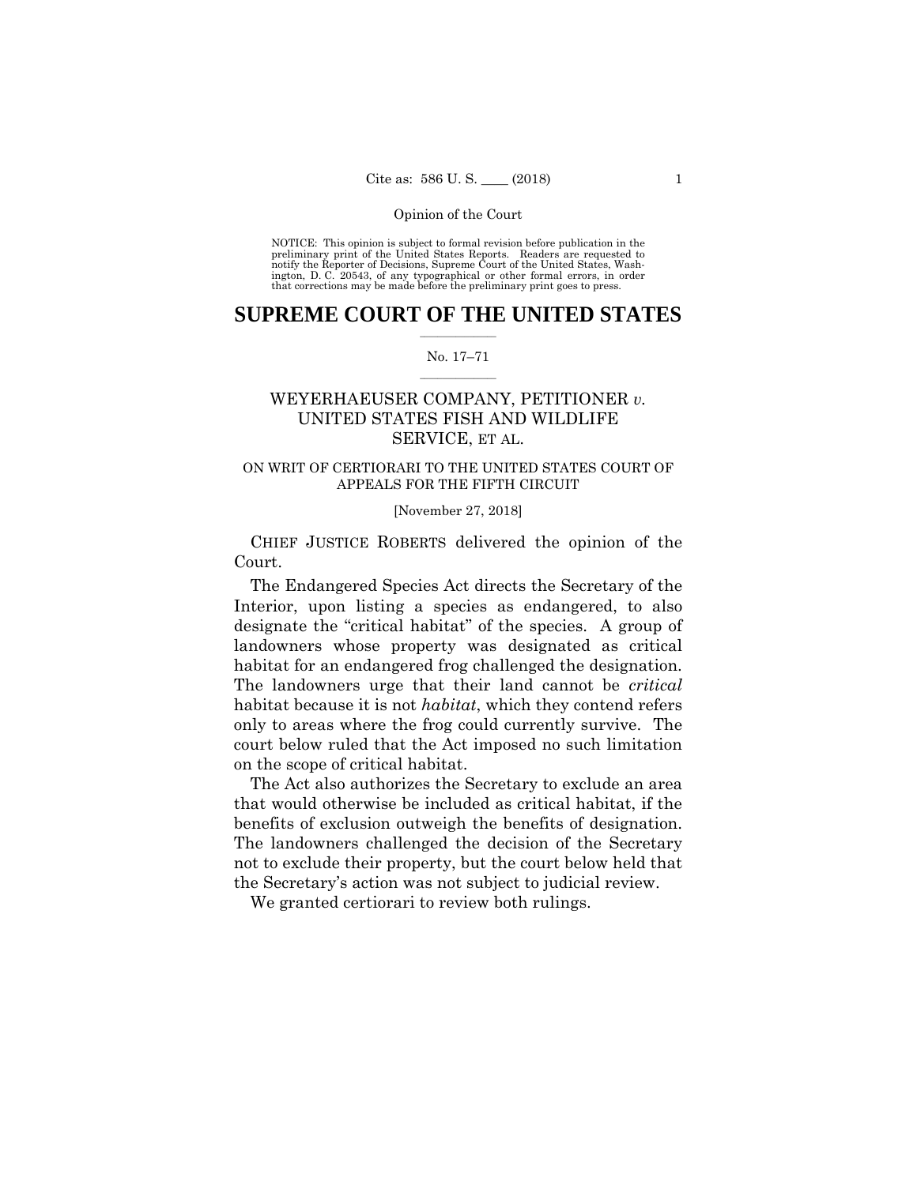NOTICE: This opinion is subject to formal revision before publication in the preliminary print of the United States Reports. Readers are requested to notify the Reporter of Decisions, Supreme Court of the United States, Washington, D. C. 20543, of any typographical or other formal errors, in order that corrections may be made before the preliminary print goes to press.

# SUPREME COURT OF THE UNITED STATES

No. 17–71

## WEYERHAEUSER COMPANY, PETITIONER *v.* UNITED STATES FISH AND WILDLIFE SERVICE, ET AL.

ON WRIT OF CERTIORARI TO THE UNITED STATES COURT OF APPEALS FOR THE FIFTH CIRCUIT

[November 27, 2018]

CHIEF JUSTICE ROBERTS delivered the opinion of the Court.

The Endangered Species Act directs the Secretary of the Interior, upon listing a species as endangered, to also designate the "critical habitat" of the species. A group of landowners whose property was designated as critical habitat for an endangered frog challenged the designation. The landowners urge that their land cannot be *critical* habitat because it is not *habitat*, which they contend refers only to areas where the frog could currently survive. The court below ruled that the Act imposed no such limitation on the scope of critical habitat.

The Act also authorizes the Secretary to exclude an area that would otherwise be included as critical habitat, if the benefits of exclusion outweigh the benefits of designation. The landowners challenged the decision of the Secretary not to exclude their property, but the court below held that the Secretary's action was not subject to judicial review.

We granted certiorari to review both rulings.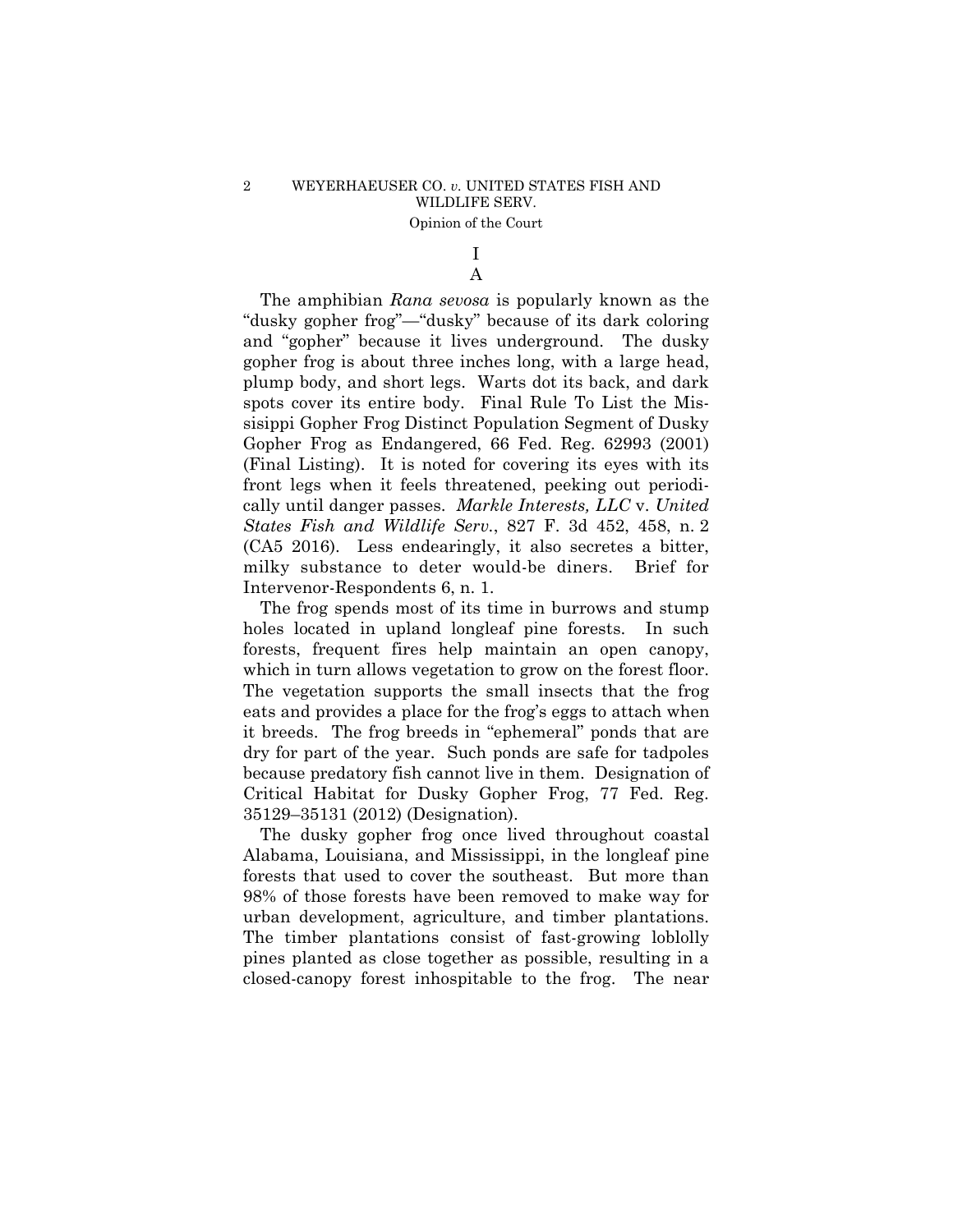# I

## A

The amphibian *Rana sevosa* is popularly known as the "dusky gopher frog"—"dusky" because of its dark coloring and "gopher" because it lives underground. The dusky gopher frog is about three inches long, with a large head, plump body, and short legs. Warts dot its back, and dark spots cover its entire body. Final Rule To List the Missisippi Gopher Frog Distinct Population Segment of Dusky Gopher Frog as Endangered, 66 Fed. Reg. 62993 (2001) (Final Listing). It is noted for covering its eyes with its front legs when it feels threatened, peeking out periodically until danger passes. *Markle Interests, LLC* v. *United States Fish and Wildlife Serv.*, 827 F. 3d 452, 458, n. 2 (CA5 2016). Less endearingly, it also secretes a bitter, milky substance to deter would-be diners. Brief for Intervenor-Respondents 6, n. 1.

The frog spends most of its time in burrows and stump holes located in upland longleaf pine forests. In such forests, frequent fires help maintain an open canopy, which in turn allows vegetation to grow on the forest floor. The vegetation supports the small insects that the frog eats and provides a place for the frog's eggs to attach when it breeds. The frog breeds in "ephemeral" ponds that are dry for part of the year. Such ponds are safe for tadpoles because predatory fish cannot live in them. Designation of Critical Habitat for Dusky Gopher Frog, 77 Fed. Reg. 35129–35131 (2012) (Designation).

The dusky gopher frog once lived throughout coastal Alabama, Louisiana, and Mississippi, in the longleaf pine forests that used to cover the southeast. But more than 98% of those forests have been removed to make way for urban development, agriculture, and timber plantations. The timber plantations consist of fast-growing loblolly pines planted as close together as possible, resulting in a closed-canopy forest inhospitable to the frog. The near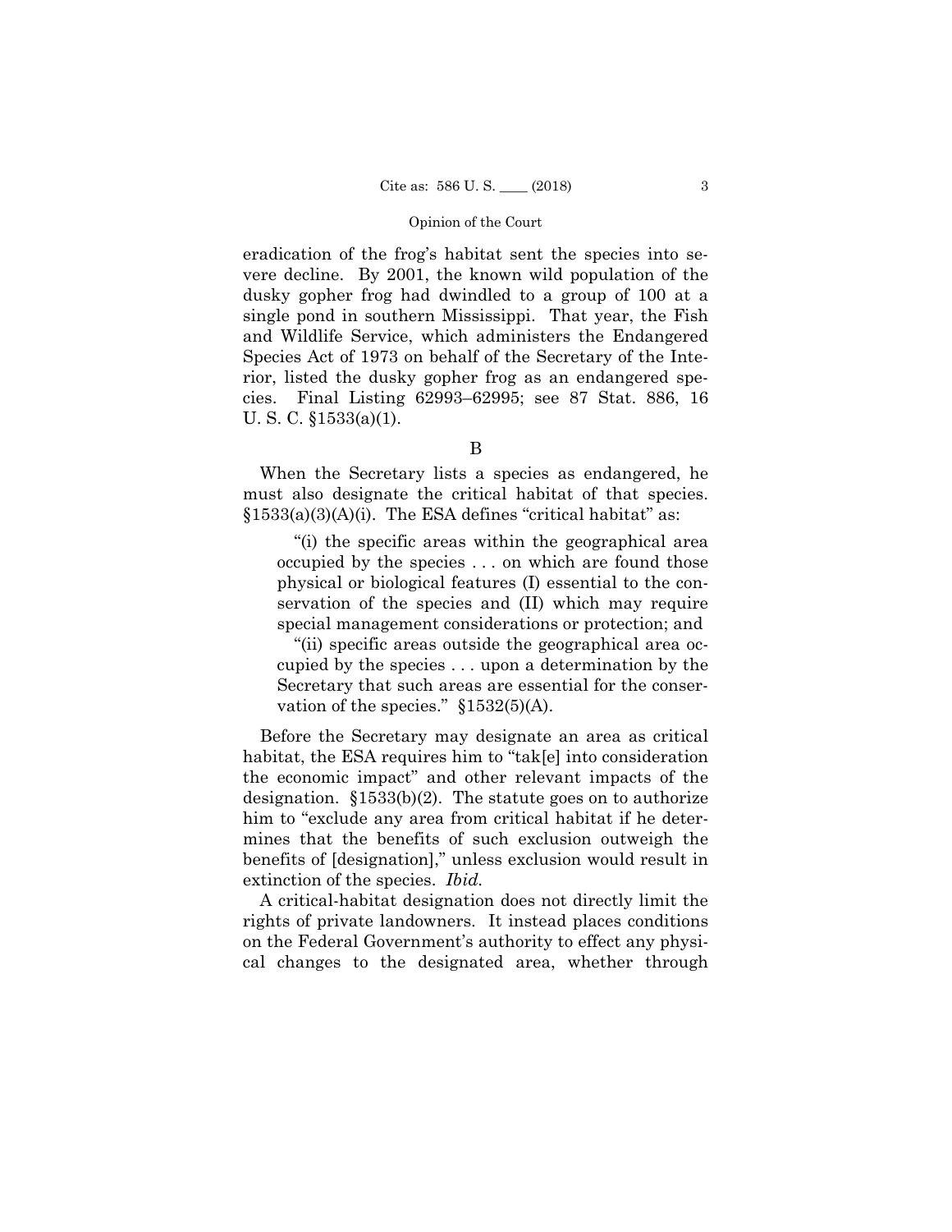eradication of the frog's habitat sent the species into severe decline. By 2001, the known wild population of the dusky gopher frog had dwindled to a group of 100 at a single pond in southern Mississippi. That year, the Fish and Wildlife Service, which administers the Endangered Species Act of 1973 on behalf of the Secretary of the Interior, listed the dusky gopher frog as an endangered species. Final Listing 62993–62995; see 87 Stat. 886, 16 U. S. C. §1533(a)(1).

B

When the Secretary lists a species as endangered, he must also designate the critical habitat of that species. §1533(a)(3)(A)(i). The ESA defines "critical habitat" as:

> "(i) the specific areas within the geographical area occupied by the species . . . on which are found those physical or biological features (I) essential to the conservation of the species and (II) which may require special management considerations or protection; and
>
> "(ii) specific areas outside the geographical area occupied by the species . . . upon a determination by the Secretary that such areas are essential for the conservation of the species." §1532(5)(A).

Before the Secretary may designate an area as critical habitat, the ESA requires him to "tak[e] into consideration the economic impact" and other relevant impacts of the designation. §1533(b)(2). The statute goes on to authorize him to "exclude any area from critical habitat if he determines that the benefits of such exclusion outweigh the benefits of [designation]," unless exclusion would result in extinction of the species. *Ibid.*

A critical-habitat designation does not directly limit the rights of private landowners. It instead places conditions on the Federal Government's authority to effect any physical changes to the designated area, whether through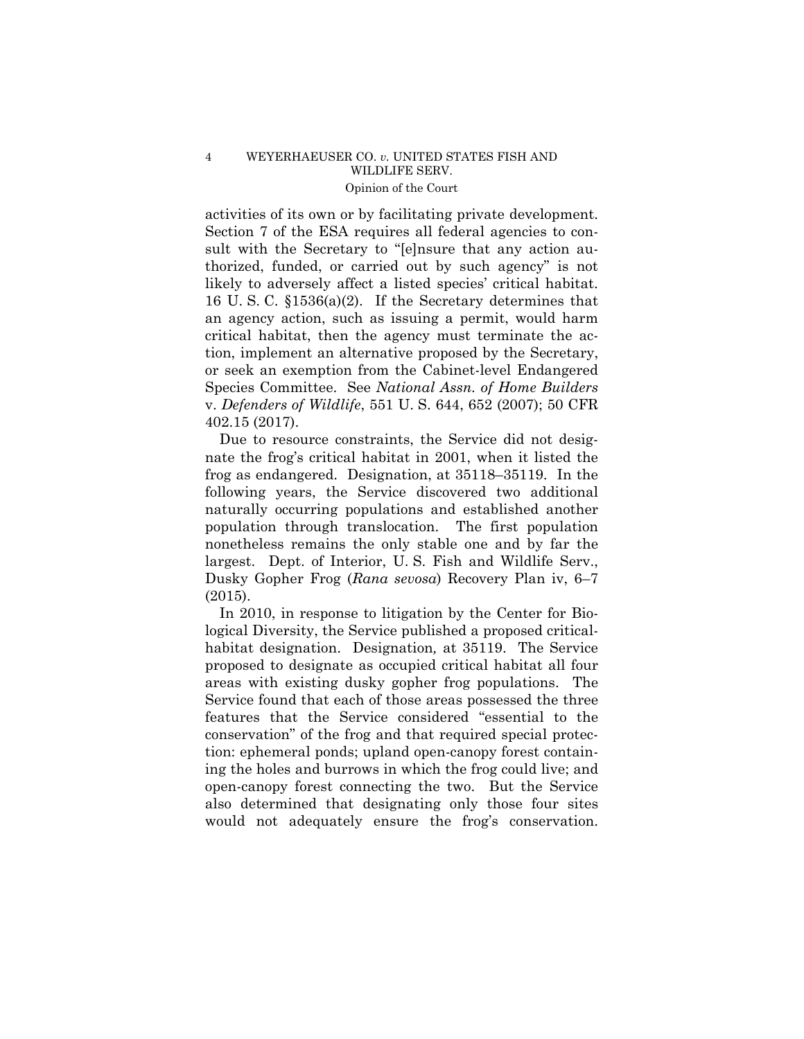activities of its own or by facilitating private development. Section 7 of the ESA requires all federal agencies to consult with the Secretary to "[e]nsure that any action authorized, funded, or carried out by such agency" is not likely to adversely affect a listed species' critical habitat. 16 U. S. C. §1536(a)(2). If the Secretary determines that an agency action, such as issuing a permit, would harm critical habitat, then the agency must terminate the action, implement an alternative proposed by the Secretary, or seek an exemption from the Cabinet-level Endangered Species Committee. See *National Assn. of Home Builders* v. *Defenders of Wildlife*, 551 U. S. 644, 652 (2007); 50 CFR 402.15 (2017).

Due to resource constraints, the Service did not designate the frog's critical habitat in 2001, when it listed the frog as endangered. Designation, at 35118–35119. In the following years, the Service discovered two additional naturally occurring populations and established another population through translocation. The first population nonetheless remains the only stable one and by far the largest. Dept. of Interior, U. S. Fish and Wildlife Serv., Dusky Gopher Frog (*Rana sevosa*) Recovery Plan iv, 6–7 (2015).

In 2010, in response to litigation by the Center for Biological Diversity, the Service published a proposed critical-habitat designation. Designation*,* at 35119. The Service proposed to designate as occupied critical habitat all four areas with existing dusky gopher frog populations. The Service found that each of those areas possessed the three features that the Service considered "essential to the conservation" of the frog and that required special protection: ephemeral ponds; upland open-canopy forest containing the holes and burrows in which the frog could live; and open-canopy forest connecting the two. But the Service also determined that designating only those four sites would not adequately ensure the frog's conservation.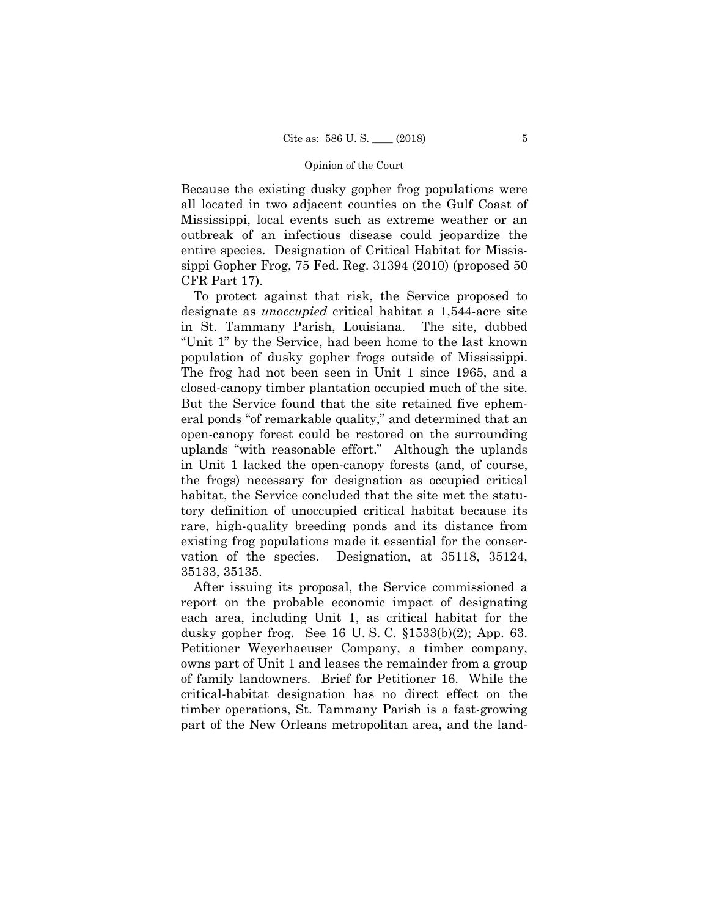Because the existing dusky gopher frog populations were all located in two adjacent counties on the Gulf Coast of Mississippi, local events such as extreme weather or an outbreak of an infectious disease could jeopardize the entire species. Designation of Critical Habitat for Mississippi Gopher Frog, 75 Fed. Reg. 31394 (2010) (proposed 50 CFR Part 17).

To protect against that risk, the Service proposed to designate as *unoccupied* critical habitat a 1,544-acre site in St. Tammany Parish, Louisiana. The site, dubbed "Unit 1" by the Service, had been home to the last known population of dusky gopher frogs outside of Mississippi. The frog had not been seen in Unit 1 since 1965, and a closed-canopy timber plantation occupied much of the site. But the Service found that the site retained five ephemeral ponds "of remarkable quality," and determined that an open-canopy forest could be restored on the surrounding uplands "with reasonable effort." Although the uplands in Unit 1 lacked the open-canopy forests (and, of course, the frogs) necessary for designation as occupied critical habitat, the Service concluded that the site met the statutory definition of unoccupied critical habitat because its rare, high-quality breeding ponds and its distance from existing frog populations made it essential for the conservation of the species. Designation*,* at 35118, 35124, 35133, 35135.

After issuing its proposal, the Service commissioned a report on the probable economic impact of designating each area, including Unit 1, as critical habitat for the dusky gopher frog. See 16 U. S. C. §1533(b)(2); App. 63. Petitioner Weyerhaeuser Company, a timber company, owns part of Unit 1 and leases the remainder from a group of family landowners. Brief for Petitioner 16. While the critical-habitat designation has no direct effect on the timber operations, St. Tammany Parish is a fast-growing part of the New Orleans metropolitan area, and the land-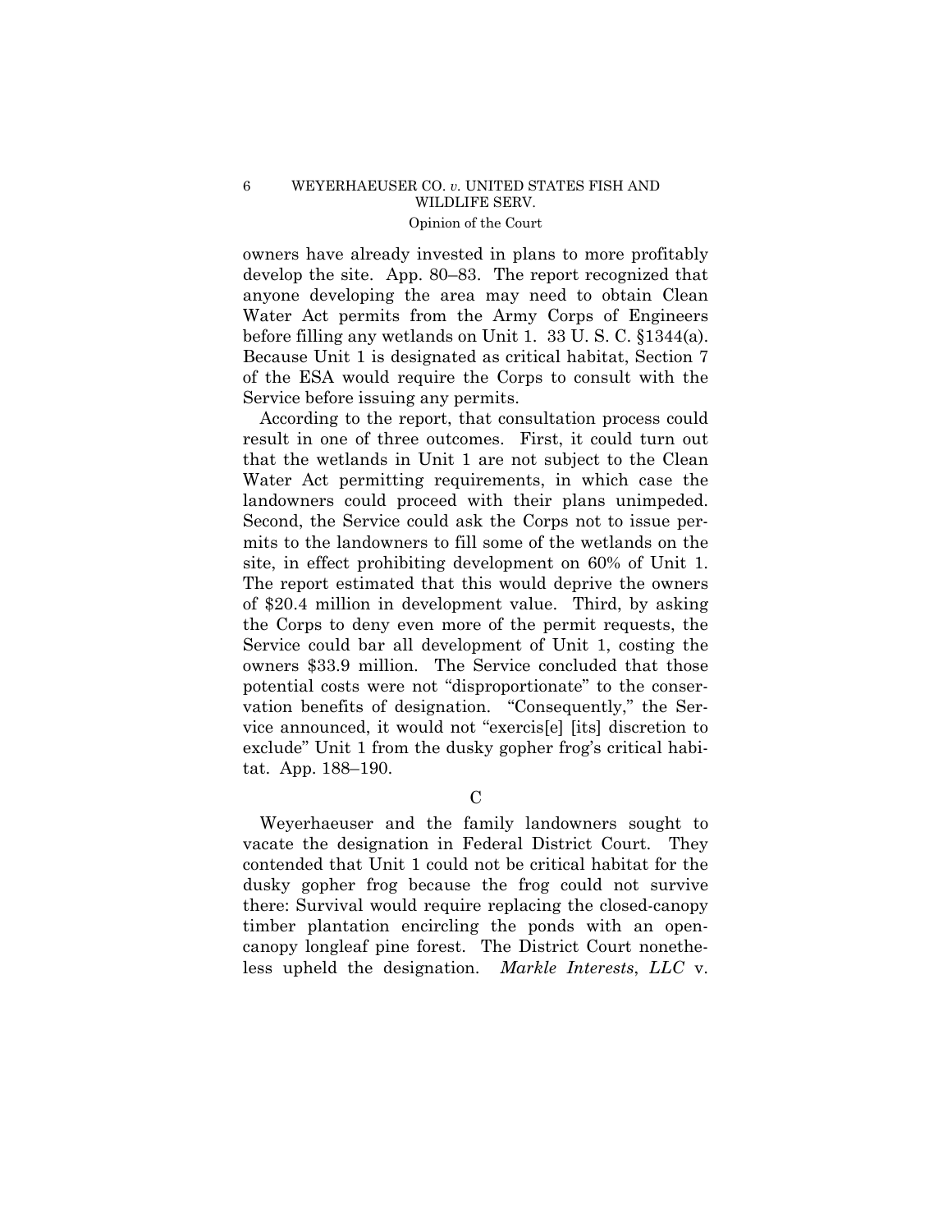owners have already invested in plans to more profitably develop the site. App. 80–83. The report recognized that anyone developing the area may need to obtain Clean Water Act permits from the Army Corps of Engineers before filling any wetlands on Unit 1. 33 U. S. C. §1344(a). Because Unit 1 is designated as critical habitat, Section 7 of the ESA would require the Corps to consult with the Service before issuing any permits.

According to the report, that consultation process could result in one of three outcomes. First, it could turn out that the wetlands in Unit 1 are not subject to the Clean Water Act permitting requirements, in which case the landowners could proceed with their plans unimpeded. Second, the Service could ask the Corps not to issue permits to the landowners to fill some of the wetlands on the site, in effect prohibiting development on 60% of Unit 1. The report estimated that this would deprive the owners of $20.4 million in development value. Third, by asking the Corps to deny even more of the permit requests, the Service could bar all development of Unit 1, costing the owners $33.9 million. The Service concluded that those potential costs were not "disproportionate" to the conservation benefits of designation. "Consequently," the Service announced, it would not "exercis[e] [its] discretion to exclude" Unit 1 from the dusky gopher frog's critical habitat. App. 188–190.

### C

Weyerhaeuser and the family landowners sought to vacate the designation in Federal District Court. They contended that Unit 1 could not be critical habitat for the dusky gopher frog because the frog could not survive there: Survival would require replacing the closed-canopy timber plantation encircling the ponds with an open-canopy longleaf pine forest. The District Court nonetheless upheld the designation. *Markle Interests*, *LLC* v.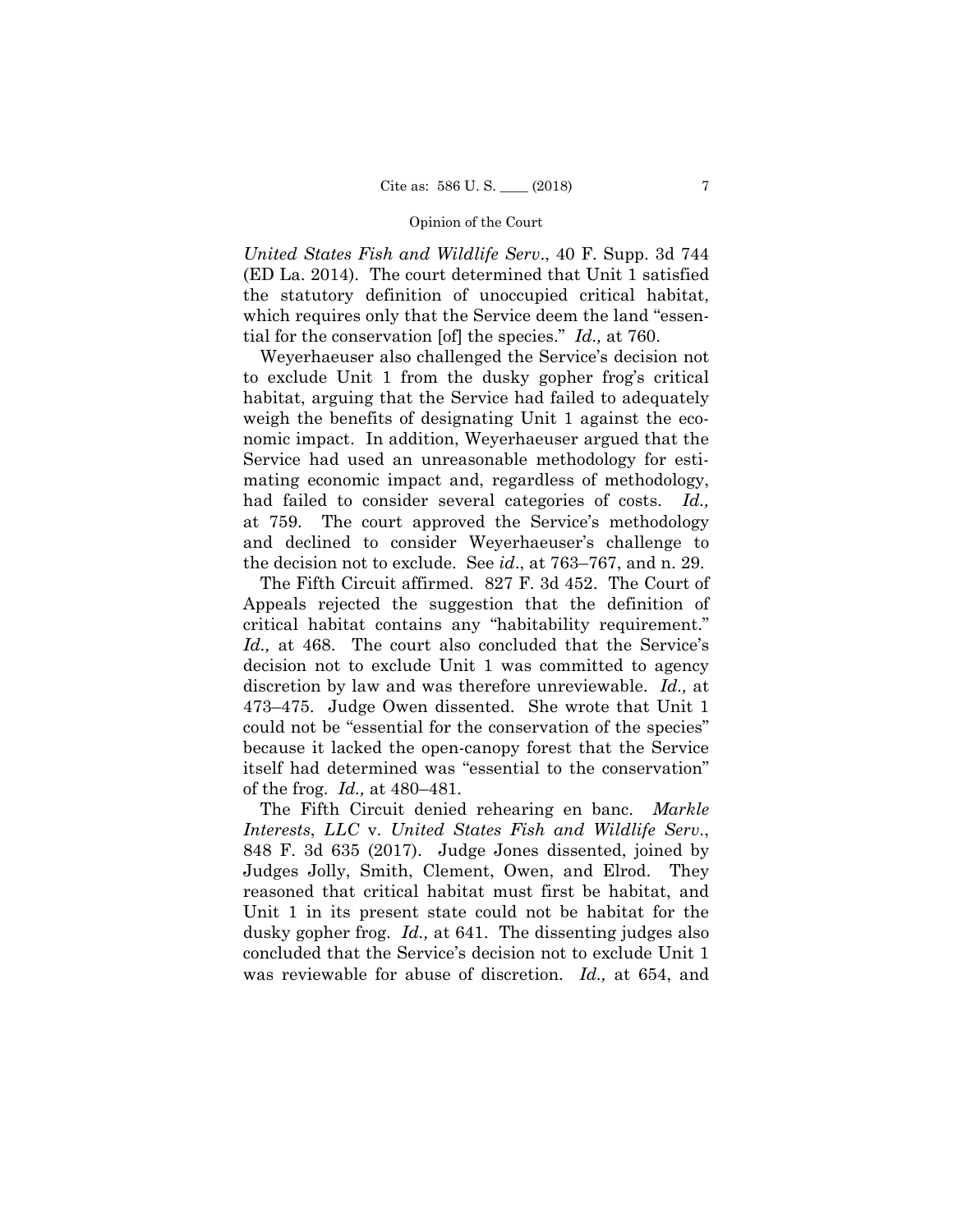*United States Fish and Wildlife Serv*., 40 F. Supp. 3d 744 (ED La. 2014). The court determined that Unit 1 satisfied the statutory definition of unoccupied critical habitat, which requires only that the Service deem the land "essential for the conservation [of] the species." *Id.,* at 760.

Weyerhaeuser also challenged the Service's decision not to exclude Unit 1 from the dusky gopher frog's critical habitat, arguing that the Service had failed to adequately weigh the benefits of designating Unit 1 against the economic impact. In addition, Weyerhaeuser argued that the Service had used an unreasonable methodology for estimating economic impact and, regardless of methodology, had failed to consider several categories of costs. *Id.,* at 759. The court approved the Service's methodology and declined to consider Weyerhaeuser's challenge to the decision not to exclude. See *id*., at 763–767, and n. 29.

The Fifth Circuit affirmed. 827 F. 3d 452. The Court of Appeals rejected the suggestion that the definition of critical habitat contains any "habitability requirement." *Id.,* at 468. The court also concluded that the Service's decision not to exclude Unit 1 was committed to agency discretion by law and was therefore unreviewable. *Id.,* at 473–475. Judge Owen dissented. She wrote that Unit 1 could not be "essential for the conservation of the species" because it lacked the open-canopy forest that the Service itself had determined was "essential to the conservation" of the frog. *Id.,* at 480–481.

The Fifth Circuit denied rehearing en banc. *Markle Interests*, *LLC* v. *United States Fish and Wildlife Serv*., 848 F. 3d 635 (2017). Judge Jones dissented, joined by Judges Jolly, Smith, Clement, Owen, and Elrod. They reasoned that critical habitat must first be habitat, and Unit 1 in its present state could not be habitat for the dusky gopher frog. *Id.,* at 641. The dissenting judges also concluded that the Service's decision not to exclude Unit 1 was reviewable for abuse of discretion. *Id.,* at 654, and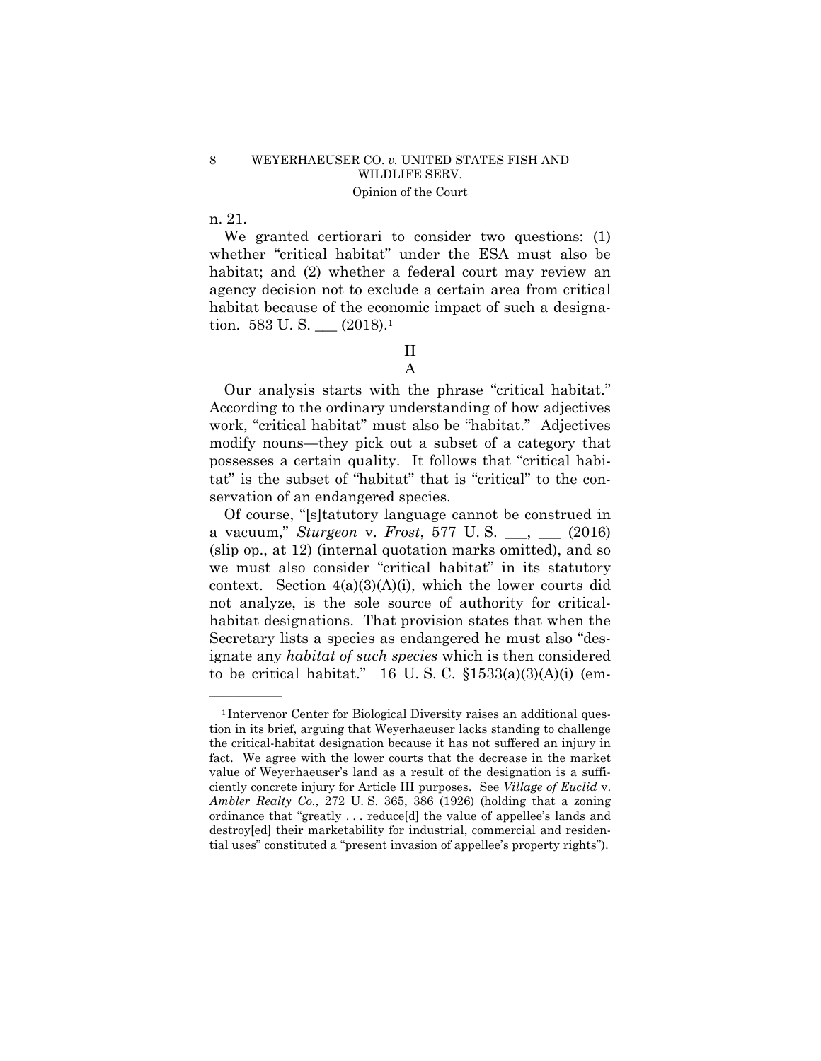n. 21.

We granted certiorari to consider two questions: (1) whether "critical habitat" under the ESA must also be habitat; and (2) whether a federal court may review an agency decision not to exclude a certain area from critical habitat because of the economic impact of such a designation. 583 U. S. ___ (2018).[1]

## II

### A

Our analysis starts with the phrase "critical habitat." According to the ordinary understanding of how adjectives work, "critical habitat" must also be "habitat." Adjectives modify nouns—they pick out a subset of a category that possesses a certain quality. It follows that "critical habitat" is the subset of "habitat" that is "critical" to the conservation of an endangered species.

Of course, "[s]tatutory language cannot be construed in a vacuum," *Sturgeon* v. *Frost*, 577 U. S. ___, ___ (2016) (slip op., at 12) (internal quotation marks omitted), and so we must also consider "critical habitat" in its statutory context. Section 4(a)(3)(A)(i), which the lower courts did not analyze, is the sole source of authority for critical-habitat designations. That provision states that when the Secretary lists a species as endangered he must also "designate any *habitat of such species* which is then considered to be critical habitat." 16 U. S. C. §1533(a)(3)(A)(i) (em-

---

[1] Intervenor Center for Biological Diversity raises an additional question in its brief, arguing that Weyerhaeuser lacks standing to challenge the critical-habitat designation because it has not suffered an injury in fact. We agree with the lower courts that the decrease in the market value of Weyerhaeuser's land as a result of the designation is a sufficiently concrete injury for Article III purposes. See *Village of Euclid* v. *Ambler Realty Co.*, 272 U. S. 365, 386 (1926) (holding that a zoning ordinance that "greatly . . . reduce[d] the value of appellee's lands and destroy[ed] their marketability for industrial, commercial and residential uses" constituted a "present invasion of appellee's property rights").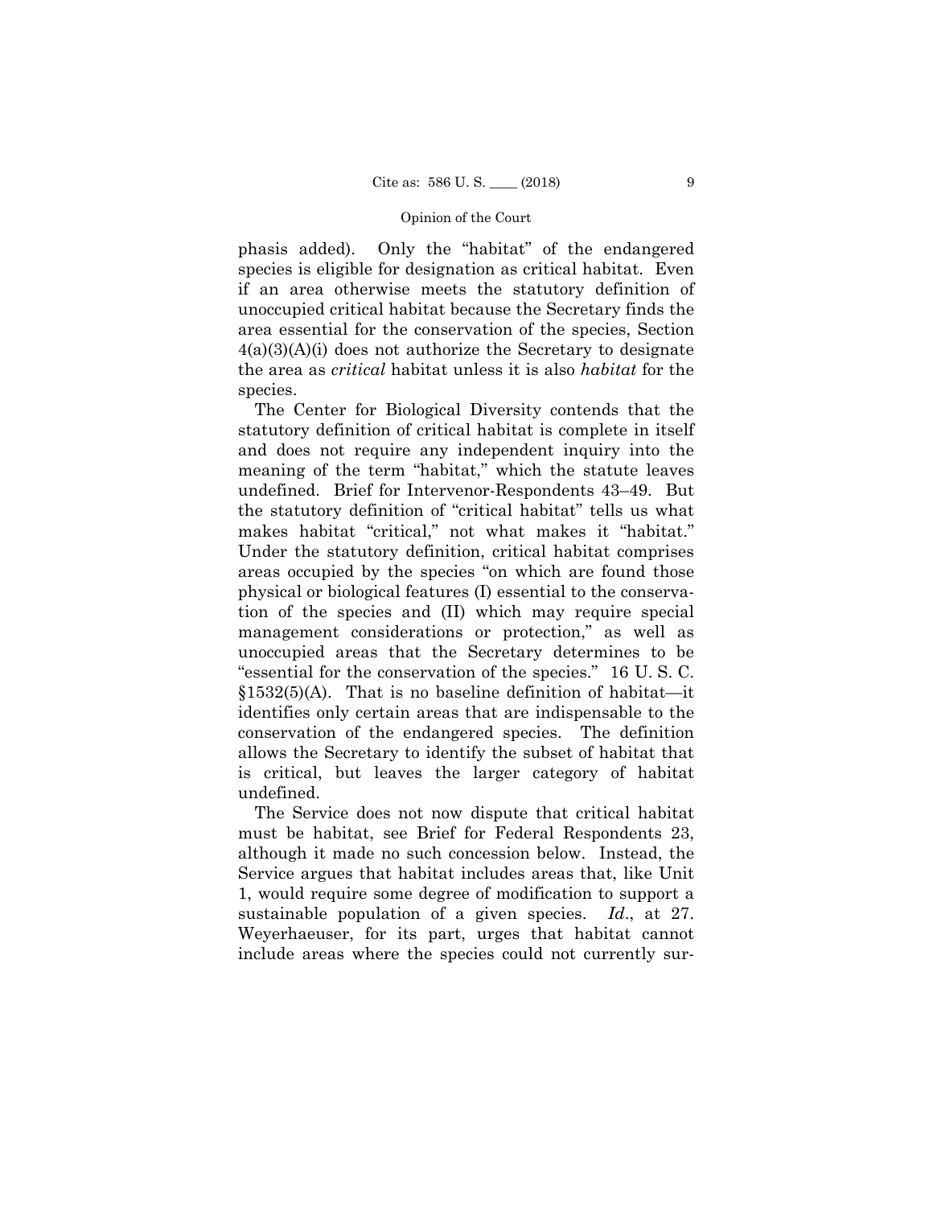phasis added). Only the "habitat" of the endangered species is eligible for designation as critical habitat. Even if an area otherwise meets the statutory definition of unoccupied critical habitat because the Secretary finds the area essential for the conservation of the species, Section 4(a)(3)(A)(i) does not authorize the Secretary to designate the area as *critical* habitat unless it is also *habitat* for the species.

The Center for Biological Diversity contends that the statutory definition of critical habitat is complete in itself and does not require any independent inquiry into the meaning of the term "habitat," which the statute leaves undefined. Brief for Intervenor-Respondents 43–49. But the statutory definition of "critical habitat" tells us what makes habitat "critical," not what makes it "habitat." Under the statutory definition, critical habitat comprises areas occupied by the species "on which are found those physical or biological features (I) essential to the conservation of the species and (II) which may require special management considerations or protection," as well as unoccupied areas that the Secretary determines to be "essential for the conservation of the species." 16 U. S. C. §1532(5)(A). That is no baseline definition of habitat—it identifies only certain areas that are indispensable to the conservation of the endangered species. The definition allows the Secretary to identify the subset of habitat that is critical, but leaves the larger category of habitat undefined.

The Service does not now dispute that critical habitat must be habitat, see Brief for Federal Respondents 23, although it made no such concession below. Instead, the Service argues that habitat includes areas that, like Unit 1, would require some degree of modification to support a sustainable population of a given species. *Id*., at 27. Weyerhaeuser, for its part, urges that habitat cannot include areas where the species could not currently sur-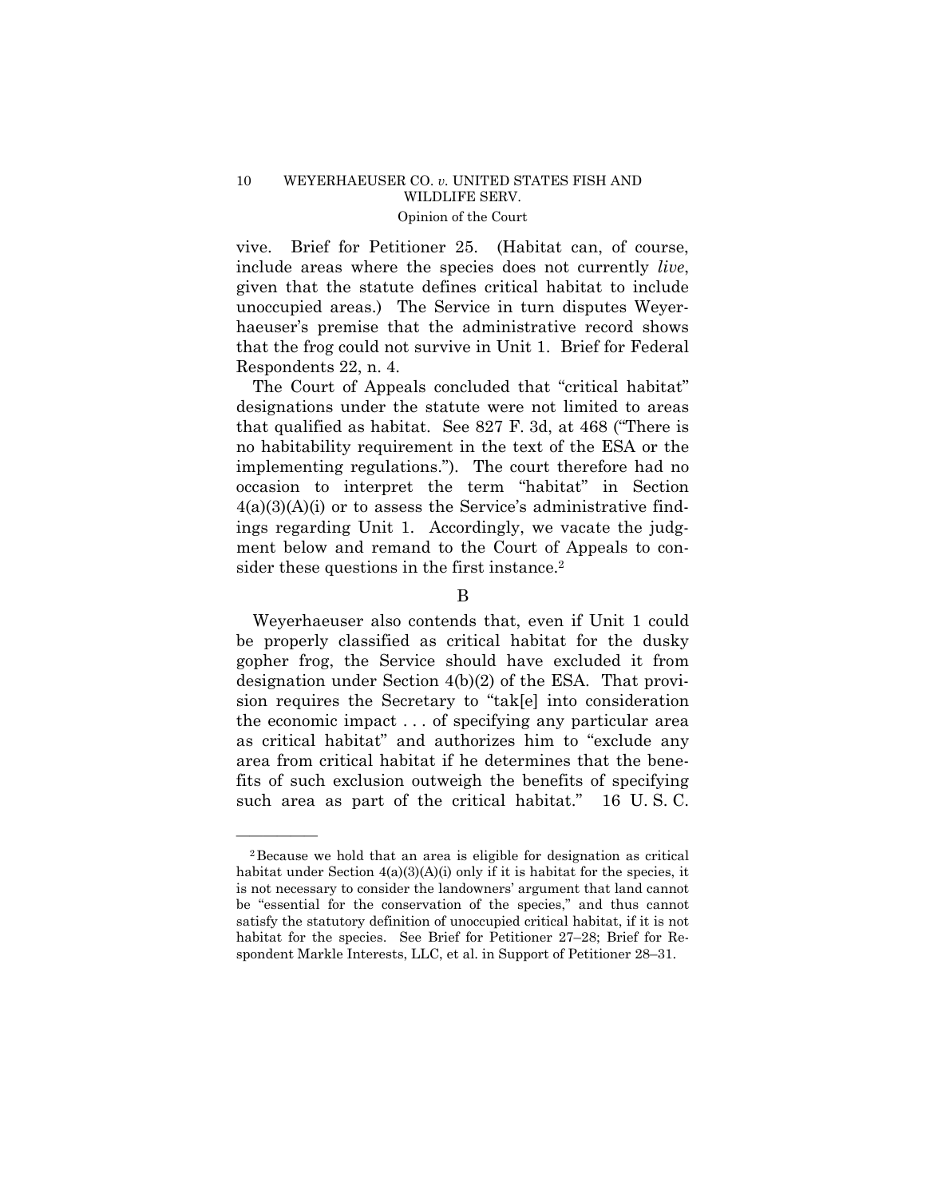vive. Brief for Petitioner 25. (Habitat can, of course, include areas where the species does not currently *live*, given that the statute defines critical habitat to include unoccupied areas.) The Service in turn disputes Weyerhaeuser's premise that the administrative record shows that the frog could not survive in Unit 1. Brief for Federal Respondents 22, n. 4.

The Court of Appeals concluded that "critical habitat" designations under the statute were not limited to areas that qualified as habitat. See 827 F. 3d, at 468 ("There is no habitability requirement in the text of the ESA or the implementing regulations."). The court therefore had no occasion to interpret the term "habitat" in Section 4(a)(3)(A)(i) or to assess the Service's administrative findings regarding Unit 1. Accordingly, we vacate the judgment below and remand to the Court of Appeals to consider these questions in the first instance.[2]

B

Weyerhaeuser also contends that, even if Unit 1 could be properly classified as critical habitat for the dusky gopher frog, the Service should have excluded it from designation under Section 4(b)(2) of the ESA. That provision requires the Secretary to "tak[e] into consideration the economic impact . . . of specifying any particular area as critical habitat" and authorizes him to "exclude any area from critical habitat if he determines that the benefits of such exclusion outweigh the benefits of specifying such area as part of the critical habitat." 16 U. S. C.

---

[2] Because we hold that an area is eligible for designation as critical habitat under Section 4(a)(3)(A)(i) only if it is habitat for the species, it is not necessary to consider the landowners' argument that land cannot be "essential for the conservation of the species," and thus cannot satisfy the statutory definition of unoccupied critical habitat, if it is not habitat for the species. See Brief for Petitioner 27–28; Brief for Respondent Markle Interests, LLC, et al. in Support of Petitioner 28–31.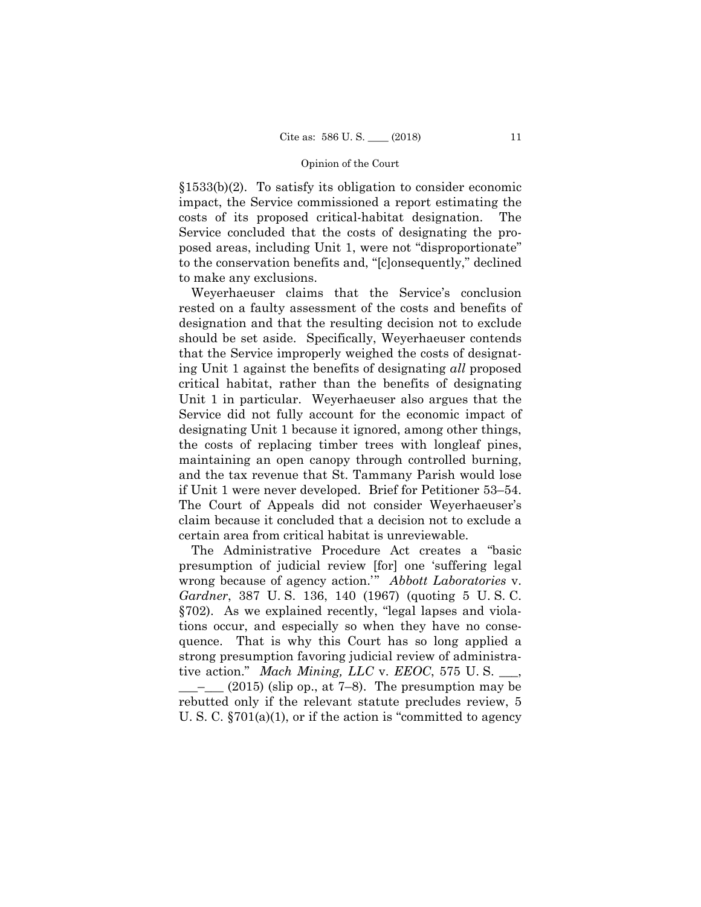§1533(b)(2). To satisfy its obligation to consider economic impact, the Service commissioned a report estimating the costs of its proposed critical-habitat designation. The Service concluded that the costs of designating the proposed areas, including Unit 1, were not "disproportionate" to the conservation benefits and, "[c]onsequently," declined to make any exclusions.

Weyerhaeuser claims that the Service's conclusion rested on a faulty assessment of the costs and benefits of designation and that the resulting decision not to exclude should be set aside. Specifically, Weyerhaeuser contends that the Service improperly weighed the costs of designating Unit 1 against the benefits of designating *all* proposed critical habitat, rather than the benefits of designating Unit 1 in particular. Weyerhaeuser also argues that the Service did not fully account for the economic impact of designating Unit 1 because it ignored, among other things, the costs of replacing timber trees with longleaf pines, maintaining an open canopy through controlled burning, and the tax revenue that St. Tammany Parish would lose if Unit 1 were never developed. Brief for Petitioner 53–54. The Court of Appeals did not consider Weyerhaeuser's claim because it concluded that a decision not to exclude a certain area from critical habitat is unreviewable.

The Administrative Procedure Act creates a "basic presumption of judicial review [for] one 'suffering legal wrong because of agency action.'" *Abbott Laboratories* v. *Gardner*, 387 U. S. 136, 140 (1967) (quoting 5 U. S. C. §702). As we explained recently, "legal lapses and violations occur, and especially so when they have no consequence. That is why this Court has so long applied a strong presumption favoring judicial review of administrative action." *Mach Mining, LLC* v. *EEOC*, 575 U. S. ___, ___–___ (2015) (slip op., at 7–8). The presumption may be rebutted only if the relevant statute precludes review, 5 U. S. C. §701(a)(1), or if the action is "committed to agency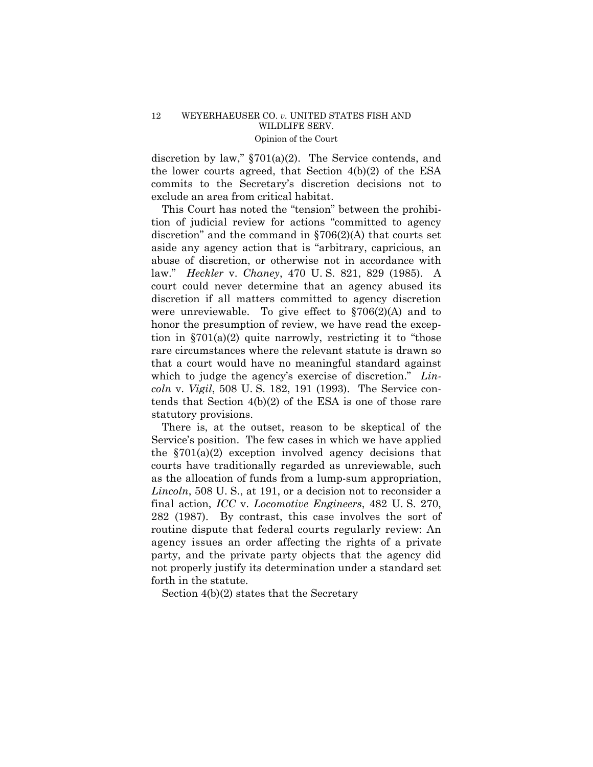discretion by law," §701(a)(2). The Service contends, and the lower courts agreed, that Section 4(b)(2) of the ESA commits to the Secretary's discretion decisions not to exclude an area from critical habitat.

This Court has noted the "tension" between the prohibition of judicial review for actions "committed to agency discretion" and the command in §706(2)(A) that courts set aside any agency action that is "arbitrary, capricious, an abuse of discretion, or otherwise not in accordance with law." *Heckler* v. *Chaney*, 470 U. S. 821, 829 (1985). A court could never determine that an agency abused its discretion if all matters committed to agency discretion were unreviewable. To give effect to §706(2)(A) and to honor the presumption of review, we have read the exception in §701(a)(2) quite narrowly, restricting it to "those rare circumstances where the relevant statute is drawn so that a court would have no meaningful standard against which to judge the agency's exercise of discretion." *Lincoln* v. *Vigil*, 508 U. S. 182, 191 (1993). The Service contends that Section 4(b)(2) of the ESA is one of those rare statutory provisions.

There is, at the outset, reason to be skeptical of the Service's position. The few cases in which we have applied the §701(a)(2) exception involved agency decisions that courts have traditionally regarded as unreviewable, such as the allocation of funds from a lump-sum appropriation, *Lincoln*, 508 U. S., at 191, or a decision not to reconsider a final action, *ICC* v. *Locomotive Engineers*, 482 U. S. 270, 282 (1987). By contrast, this case involves the sort of routine dispute that federal courts regularly review: An agency issues an order affecting the rights of a private party, and the private party objects that the agency did not properly justify its determination under a standard set forth in the statute.

Section 4(b)(2) states that the Secretary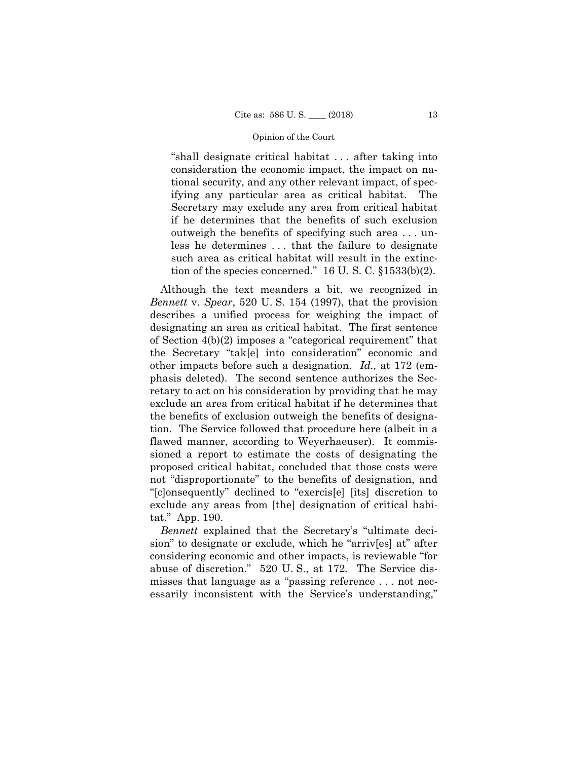"shall designate critical habitat . . . after taking into consideration the economic impact, the impact on national security, and any other relevant impact, of specifying any particular area as critical habitat. The Secretary may exclude any area from critical habitat if he determines that the benefits of such exclusion outweigh the benefits of specifying such area . . . unless he determines . . . that the failure to designate such area as critical habitat will result in the extinction of the species concerned." 16 U. S. C. §1533(b)(2).

Although the text meanders a bit, we recognized in *Bennett* v. *Spear*, 520 U. S. 154 (1997), that the provision describes a unified process for weighing the impact of designating an area as critical habitat. The first sentence of Section 4(b)(2) imposes a "categorical requirement" that the Secretary "tak[e] into consideration" economic and other impacts before such a designation. *Id.,* at 172 (emphasis deleted). The second sentence authorizes the Secretary to act on his consideration by providing that he may exclude an area from critical habitat if he determines that the benefits of exclusion outweigh the benefits of designation. The Service followed that procedure here (albeit in a flawed manner, according to Weyerhaeuser). It commissioned a report to estimate the costs of designating the proposed critical habitat, concluded that those costs were not "disproportionate" to the benefits of designation, and "[c]onsequently" declined to "exercis[e] [its] discretion to exclude any areas from [the] designation of critical habitat." App. 190.

*Bennett* explained that the Secretary's "ultimate decision" to designate or exclude, which he "arriv[es] at" after considering economic and other impacts, is reviewable "for abuse of discretion." 520 U. S., at 172. The Service dismisses that language as a "passing reference . . . not necessarily inconsistent with the Service's understanding,"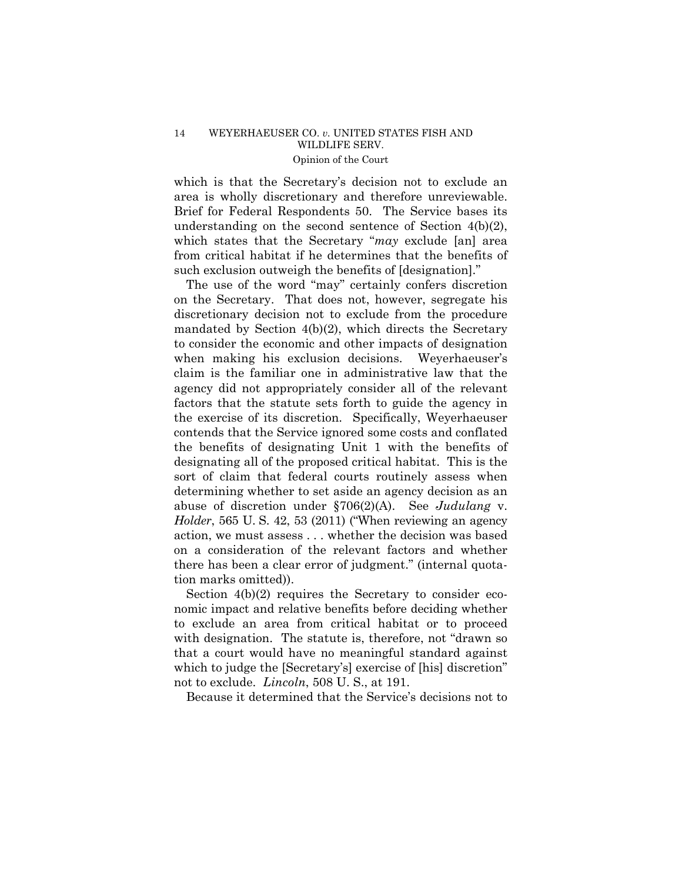which is that the Secretary's decision not to exclude an area is wholly discretionary and therefore unreviewable. Brief for Federal Respondents 50. The Service bases its understanding on the second sentence of Section 4(b)(2), which states that the Secretary "*may* exclude [an] area from critical habitat if he determines that the benefits of such exclusion outweigh the benefits of [designation]."

The use of the word "may" certainly confers discretion on the Secretary. That does not, however, segregate his discretionary decision not to exclude from the procedure mandated by Section 4(b)(2), which directs the Secretary to consider the economic and other impacts of designation when making his exclusion decisions. Weyerhaeuser's claim is the familiar one in administrative law that the agency did not appropriately consider all of the relevant factors that the statute sets forth to guide the agency in the exercise of its discretion. Specifically, Weyerhaeuser contends that the Service ignored some costs and conflated the benefits of designating Unit 1 with the benefits of designating all of the proposed critical habitat. This is the sort of claim that federal courts routinely assess when determining whether to set aside an agency decision as an abuse of discretion under §706(2)(A). See *Judulang* v. *Holder*, 565 U. S. 42, 53 (2011) ("When reviewing an agency action, we must assess . . . whether the decision was based on a consideration of the relevant factors and whether there has been a clear error of judgment." (internal quotation marks omitted)).

Section 4(b)(2) requires the Secretary to consider economic impact and relative benefits before deciding whether to exclude an area from critical habitat or to proceed with designation. The statute is, therefore, not "drawn so that a court would have no meaningful standard against which to judge the [Secretary's] exercise of [his] discretion" not to exclude. *Lincoln*, 508 U. S., at 191.

Because it determined that the Service's decisions not to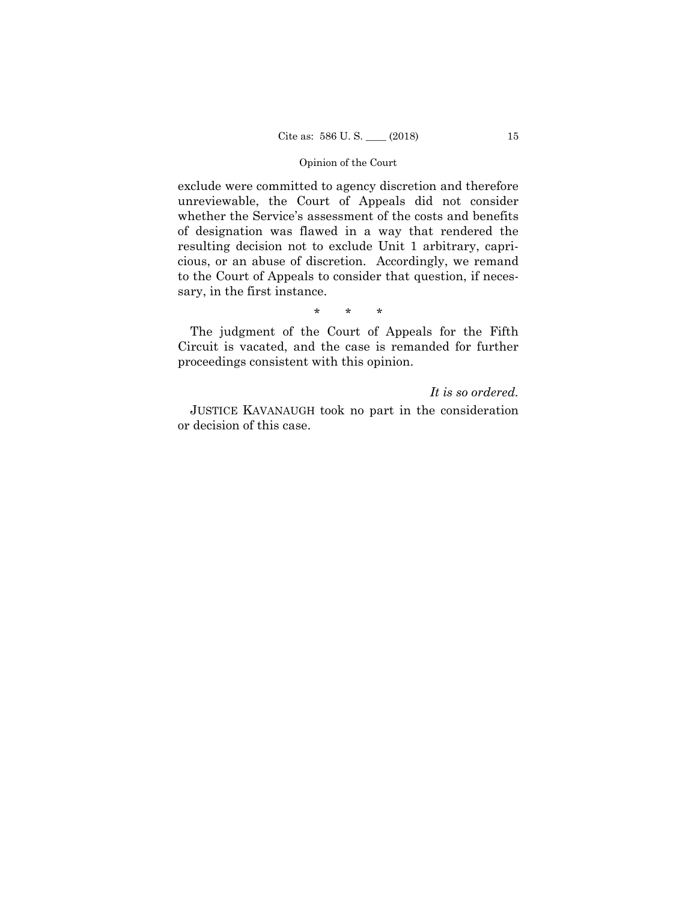exclude were committed to agency discretion and therefore unreviewable, the Court of Appeals did not consider whether the Service's assessment of the costs and benefits of designation was flawed in a way that rendered the resulting decision not to exclude Unit 1 arbitrary, capricious, or an abuse of discretion. Accordingly, we remand to the Court of Appeals to consider that question, if necessary, in the first instance.

\* \* \*

The judgment of the Court of Appeals for the Fifth Circuit is vacated, and the case is remanded for further proceedings consistent with this opinion.

*It is so ordered.*

JUSTICE KAVANAUGH took no part in the consideration or decision of this case.